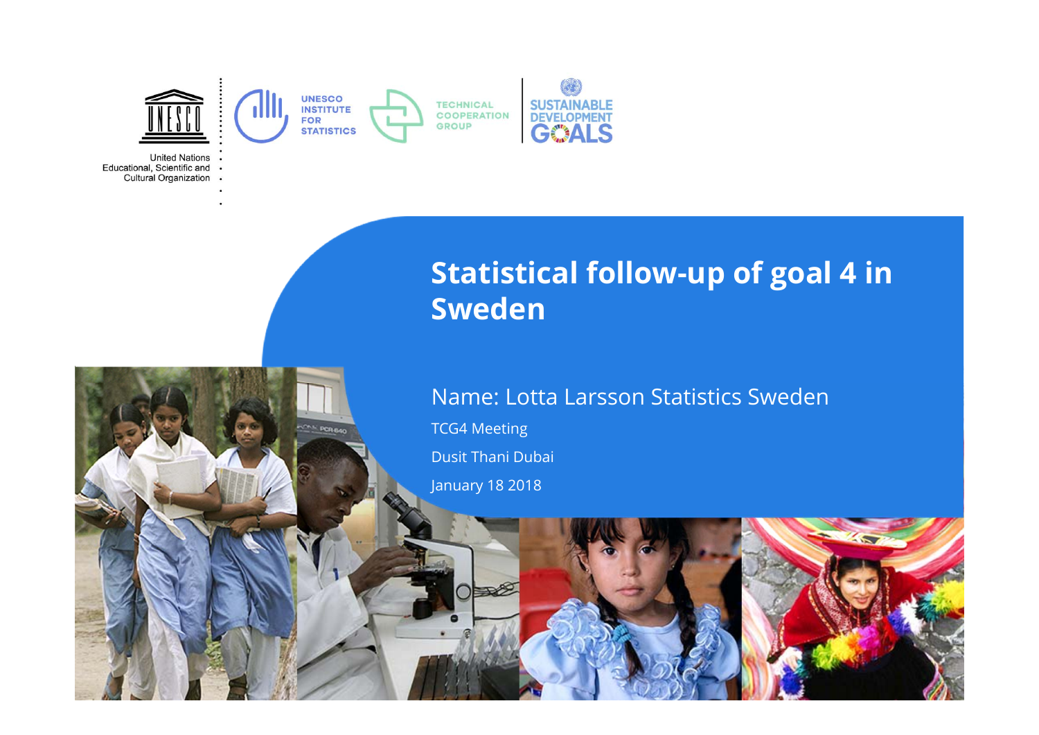# Statistical follow-up of goal 4 in Sweden

Name: Lotta Larsson Statistics Sweden

TCG4 Meeting

Dusit Thani Dubai

January 18 2018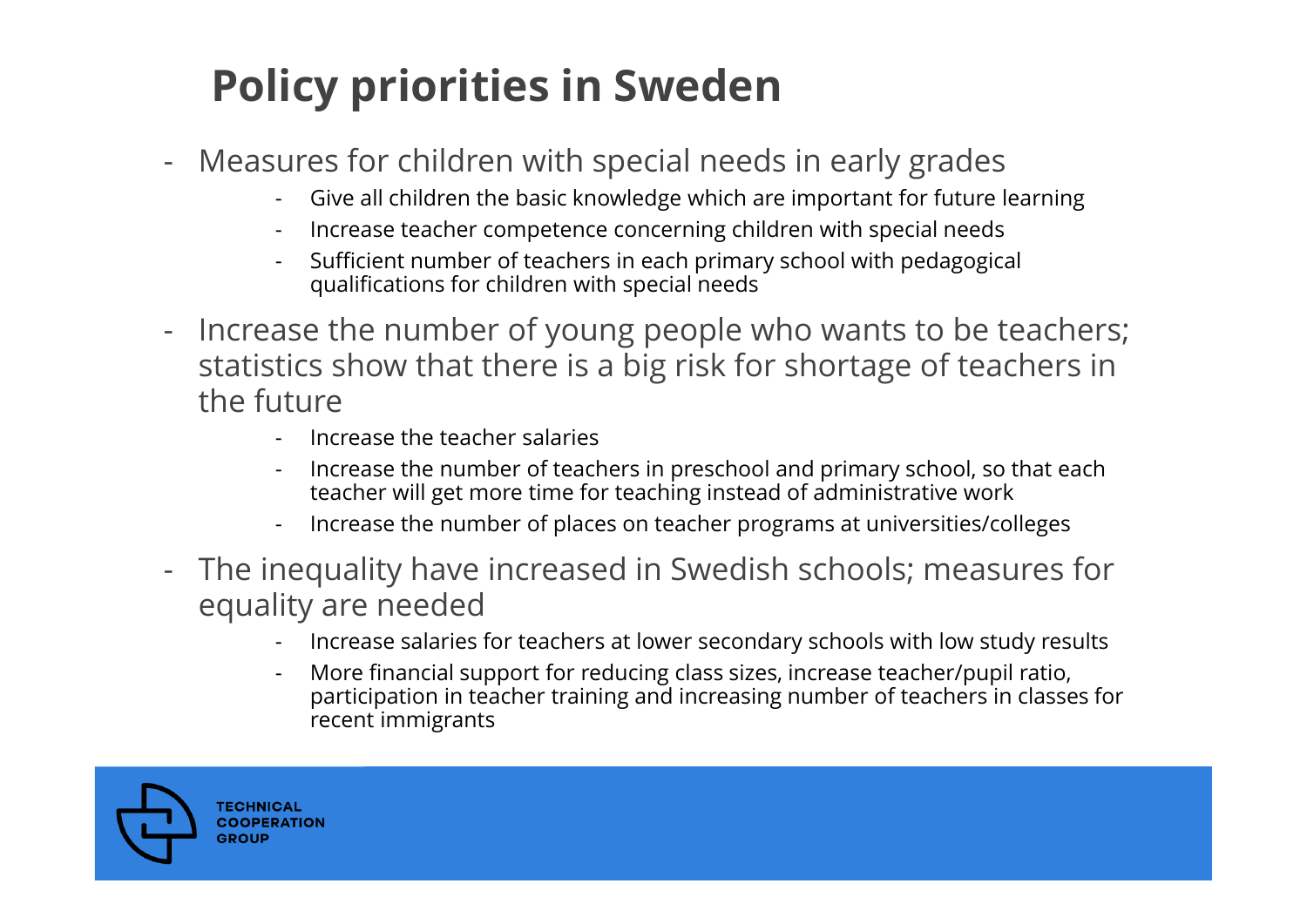# Policy priorities in Sweden

- Measures for children with special needs in early grades
  - Give all children the basic knowledge which are important for future learning
  - Increase teacher competence concerning children with special needs
  - Sufficient number of teachers in each primary school with pedagogical qualifications for children with special needs
- Increase the number of young people who wants to be teachers; statistics show that there is a big risk for shortage of teachers in the future
  - Increase the teacher salaries
  - Increase the number of teachers in preschool and primary school, so that each teacher will get more time for teaching instead of administrative work
  - Increase the number of places on teacher programs at universities/colleges
- The inequality have increased in Swedish schools; measures for equality are needed
  - Increase salaries for teachers at lower secondary schools with low study results
  - More financial support for reducing class sizes, increase teacher/pupil ratio, participation in teacher training and increasing number of teachers in classes for recent immigrants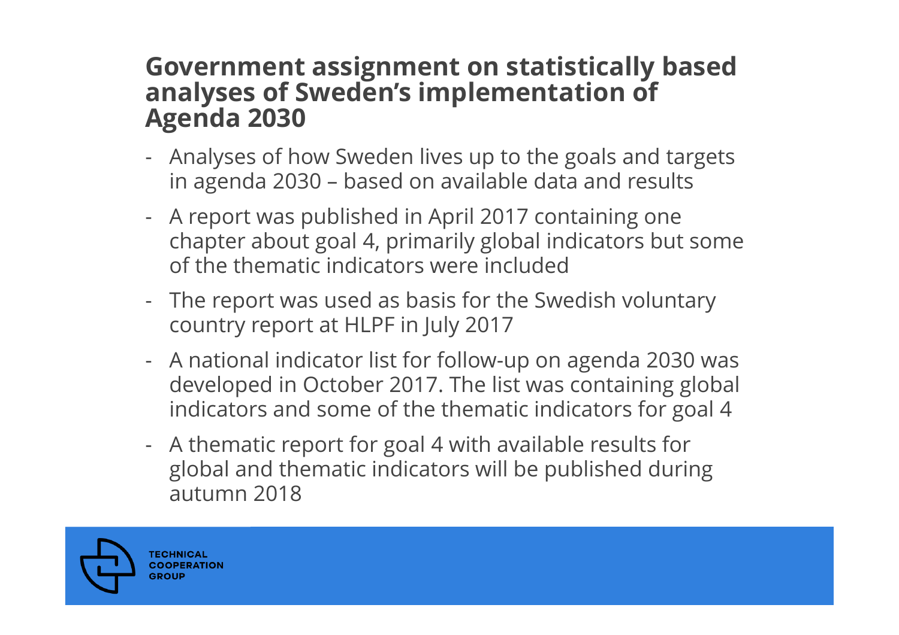# Government assignment on statistically based analyses of Sweden's implementation of Agenda 2030

- Analyses of how Sweden lives up to the goals and targets in agenda 2030 – based on available data and results
- A report was published in April 2017 containing one chapter about goal 4, primarily global indicators but some of the thematic indicators were included
- The report was used as basis for the Swedish voluntary country report at HLPF in July 2017
- A national indicator list for follow-up on agenda 2030 was developed in October 2017. The list was containing global indicators and some of the thematic indicators for goal 4
- A thematic report for goal 4 with available results for global and thematic indicators will be published during autumn 2018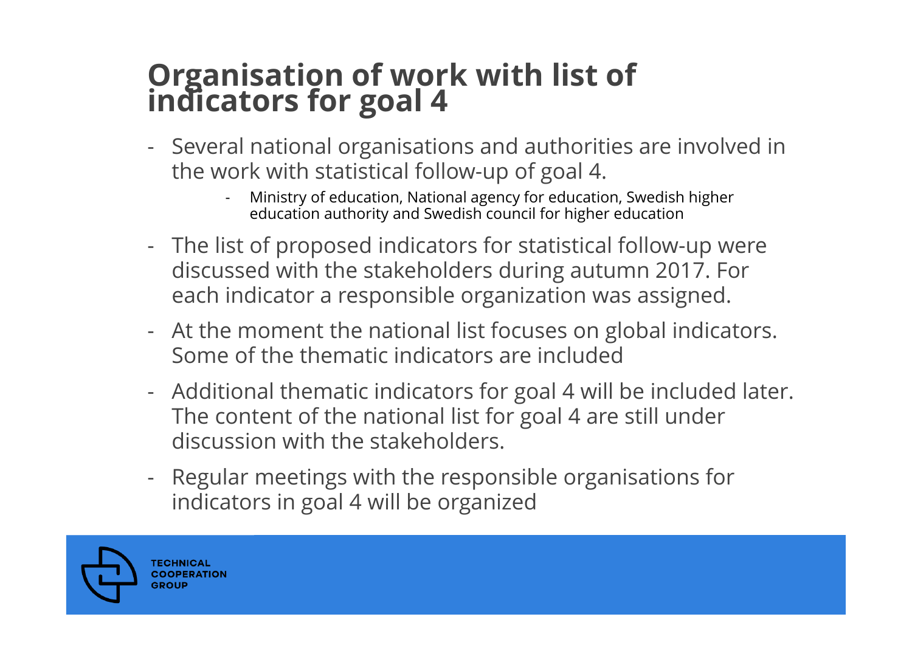# Organisation of work with list of indicators for goal 4

- Several national organisations and authorities are involved in the work with statistical follow-up of goal 4.
  - Ministry of education, National agency for education, Swedish higher education authority and Swedish council for higher education
- The list of proposed indicators for statistical follow-up were discussed with the stakeholders during autumn 2017. For each indicator a responsible organization was assigned.
- At the moment the national list focuses on global indicators. Some of the thematic indicators are included
- Additional thematic indicators for goal 4 will be included later. The content of the national list for goal 4 are still under discussion with the stakeholders.
- Regular meetings with the responsible organisations for indicators in goal 4 will be organized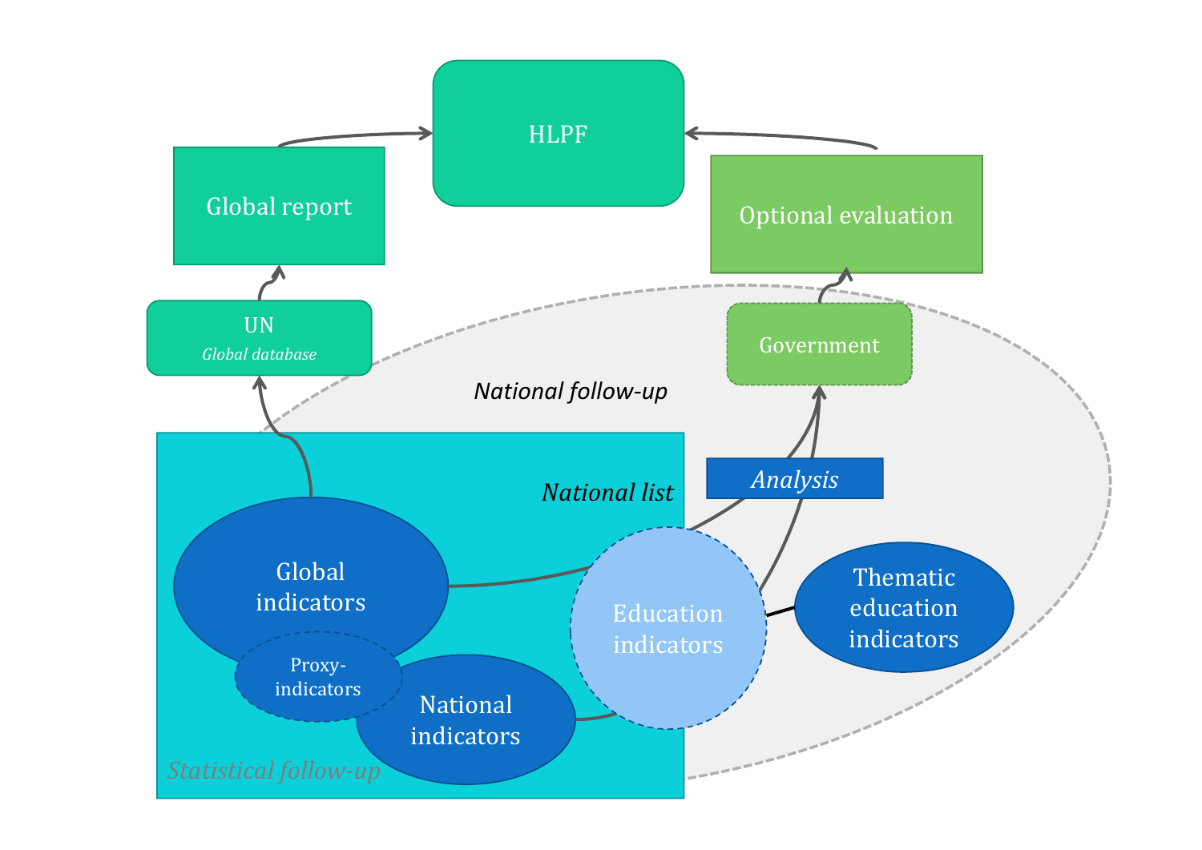HLPF

Global report

Optional evaluation

UN
*Global database*

Government

*National follow-up*

*Analysis*

*National list*

Global indicators

Proxy-indicators

National indicators

Education indicators

Thematic education indicators

*Statistical follow-up*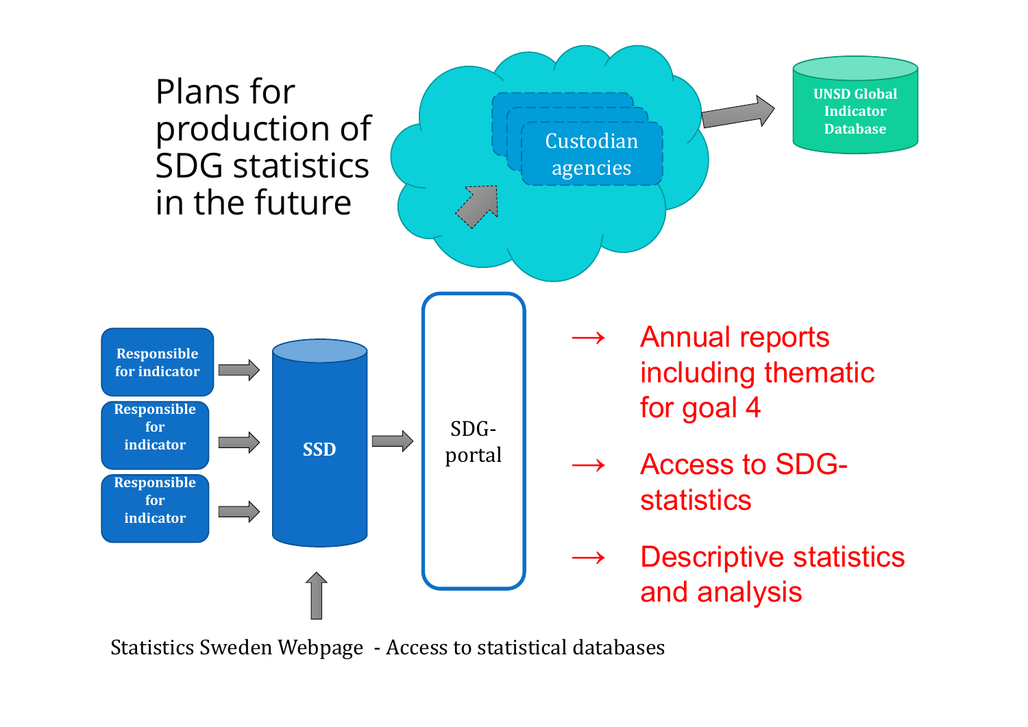# Plans for production of SDG statistics in the future

Custodian agencies

UNSD Global Indicator Database

Responsible for indicator

Responsible for indicator

Responsible for indicator

SSD

SDG-portal

→ Annual reports including thematic for goal 4

→ Access to SDG-statistics

→ Descriptive statistics and analysis

Statistics Sweden Webpage - Access to statistical databases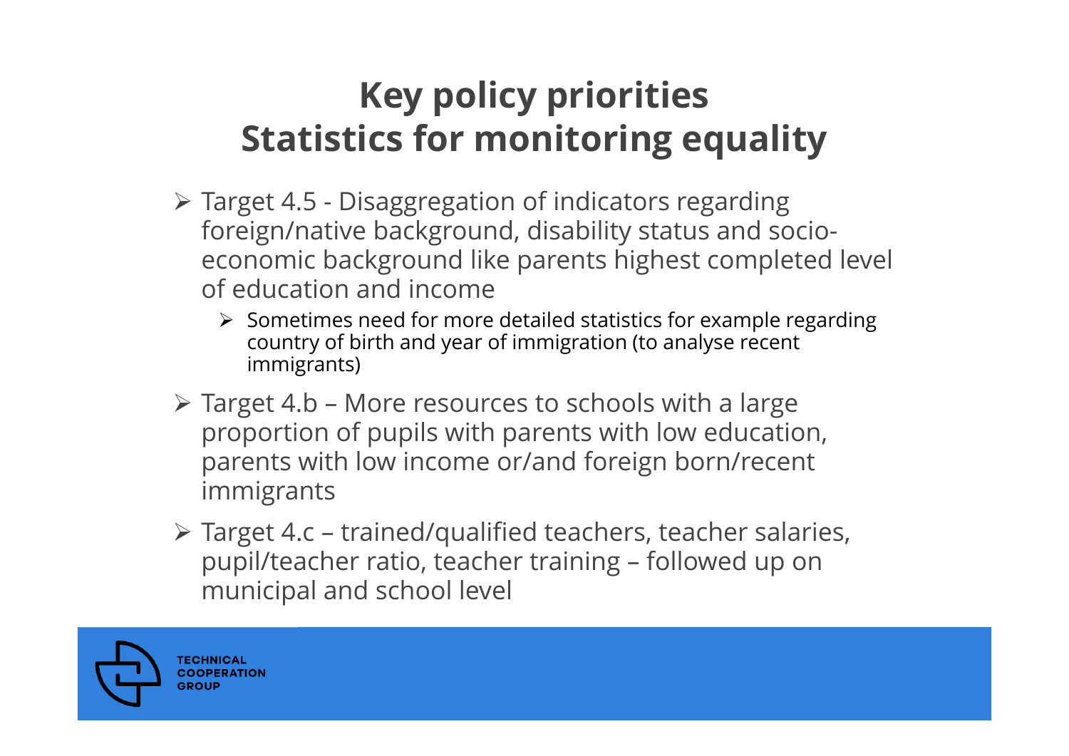# Key policy priorities
# Statistics for monitoring equality

- Target 4.5 - Disaggregation of indicators regarding foreign/native background, disability status and socio-economic background like parents highest completed level of education and income
  - Sometimes need for more detailed statistics for example regarding country of birth and year of immigration (to analyse recent immigrants)
- Target 4.b – More resources to schools with a large proportion of pupils with parents with low education, parents with low income or/and foreign born/recent immigrants
- Target 4.c – trained/qualified teachers, teacher salaries, pupil/teacher ratio, teacher training – followed up on municipal and school level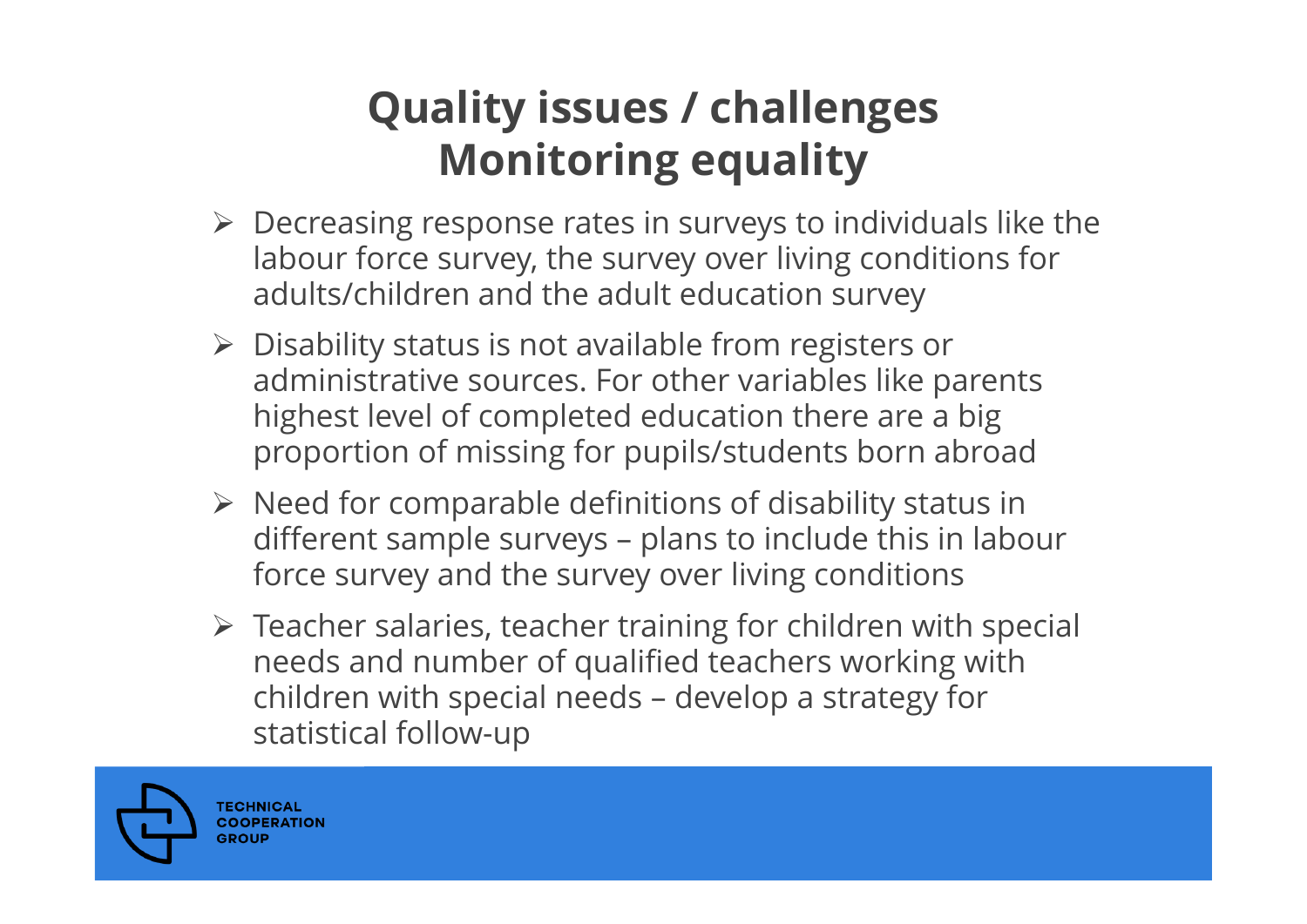# Quality issues / challenges
# Monitoring equality

- Decreasing response rates in surveys to individuals like the labour force survey, the survey over living conditions for adults/children and the adult education survey
- Disability status is not available from registers or administrative sources. For other variables like parents highest level of completed education there are a big proportion of missing for pupils/students born abroad
- Need for comparable definitions of disability status in different sample surveys – plans to include this in labour force survey and the survey over living conditions
- Teacher salaries, teacher training for children with special needs and number of qualified teachers working with children with special needs – develop a strategy for statistical follow-up